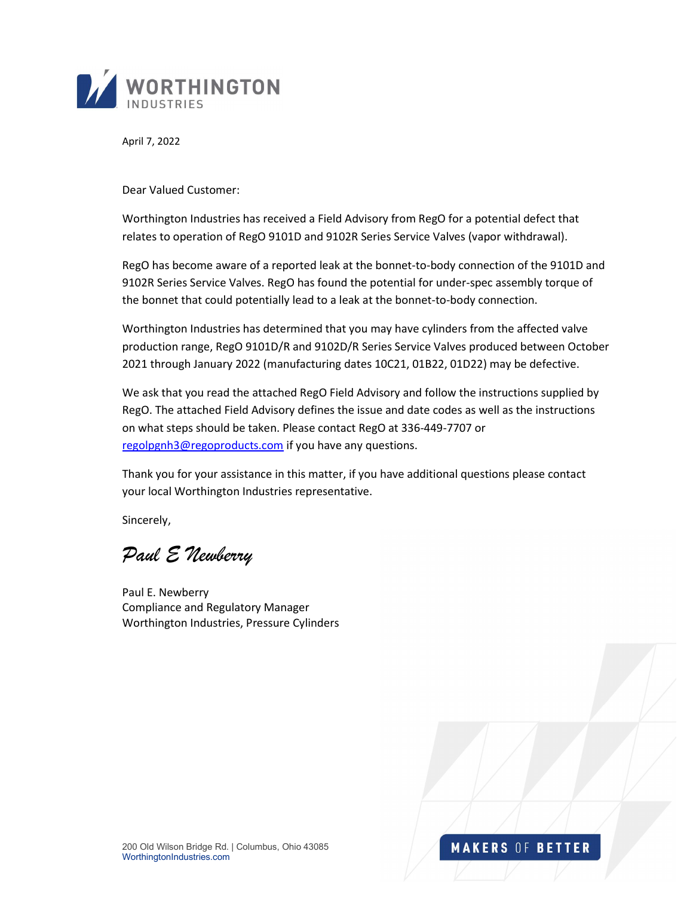WORTHINGTON INDUSTRIES

April 7, 2022

Dear Valued Customer:

Worthington Industries has received a Field Advisory from RegO for a potential defect that relates to operation of RegO 9101D and 9102R Series Service Valves (vapor withdrawal).

RegO has become aware of a reported leak at the bonnet-to-body connection of the 9101D and 9102R Series Service Valves. RegO has found the potential for under-spec assembly torque of the bonnet that could potentially lead to a leak at the bonnet-to-body connection.

Worthington Industries has determined that you may have cylinders from the affected valve production range, RegO 9101D/R and 9102D/R Series Service Valves produced between October 2021 through January 2022 (manufacturing dates 10C21, 01B22, 01D22) may be defective.

We ask that you read the attached RegO Field Advisory and follow the instructions supplied by RegO. The attached Field Advisory defines the issue and date codes as well as the instructions on what steps should be taken. Please contact RegO at 336-449-7707 or regolpgnh3@regoproducts.com if you have any questions.

Thank you for your assistance in this matter, if you have additional questions please contact your local Worthington Industries representative.

Sincerely,

*Paul E Newberry*

Paul E. Newberry
Compliance and Regulatory Manager
Worthington Industries, Pressure Cylinders

200 Old Wilson Bridge Rd. | Columbus, Ohio 43085
WorthingtonIndustries.com

MAKERS OF BETTER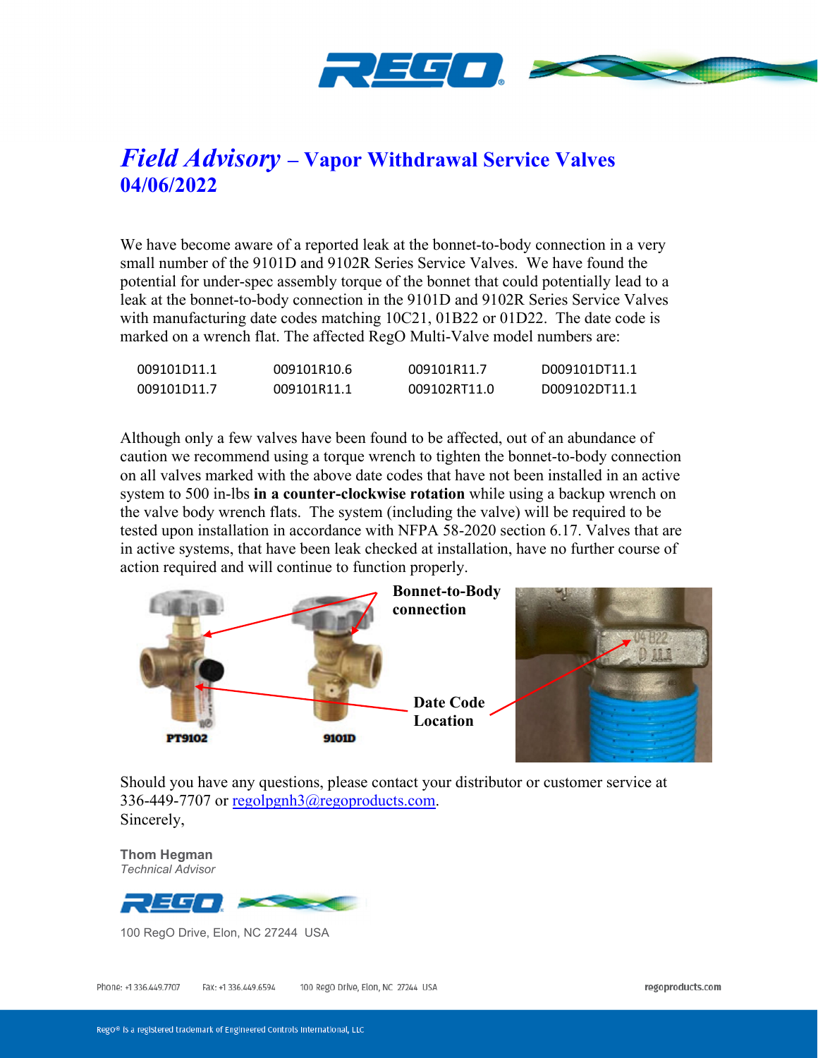# *Field Advisory* – Vapor Withdrawal Service Valves
## 04/06/2022

We have become aware of a reported leak at the bonnet-to-body connection in a very small number of the 9101D and 9102R Series Service Valves. We have found the potential for under-spec assembly torque of the bonnet that could potentially lead to a leak at the bonnet-to-body connection in the 9101D and 9102R Series Service Valves with manufacturing date codes matching 10C21, 01B22 or 01D22. The date code is marked on a wrench flat. The affected RegO Multi-Valve model numbers are:

| | | | |
|---|---|---|---|
| 009101D11.1 | 009101R10.6 | 009101R11.7 | D009101DT11.1 |
| 009101D11.7 | 009101R11.1 | 009102RT11.0 | D009102DT11.1 |

Although only a few valves have been found to be affected, out of an abundance of caution we recommend using a torque wrench to tighten the bonnet-to-body connection on all valves marked with the above date codes that have not been installed in an active system to 500 in-lbs **in a counter-clockwise rotation** while using a backup wrench on the valve body wrench flats. The system (including the valve) will be required to be tested upon installation in accordance with NFPA 58-2020 section 6.17. Valves that are in active systems, that have been leak checked at installation, have no further course of action required and will continue to function properly.

**Bonnet-to-Body connection**

**Date Code Location**

PT9102

9101D

Should you have any questions, please contact your distributor or customer service at 336-449-7707 or regolpgnh3@regoproducts.com.

Sincerely,

**Thom Hegman**
*Technical Advisor*

100 RegO Drive, Elon, NC 27244 USA